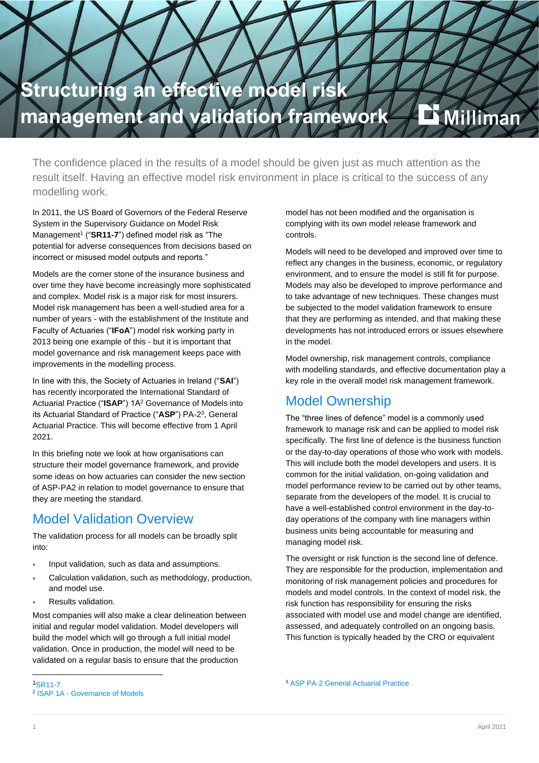# Structuring an effective model risk management and validation framework

The confidence placed in the results of a model should be given just as much attention as the result itself. Having an effective model risk environment in place is critical to the success of any modelling work.

In 2011, the US Board of Governors of the Federal Reserve System in the Supervisory Guidance on Model Risk Management[1] ("**SR11-7**") defined model risk as "The potential for adverse consequences from decisions based on incorrect or misused model outputs and reports."

Models are the corner stone of the insurance business and over time they have become increasingly more sophisticated and complex. Model risk is a major risk for most insurers. Model risk management has been a well-studied area for a number of years - with the establishment of the Institute and Faculty of Actuaries ("**IFoA**") model risk working party in 2013 being one example of this - but it is important that model governance and risk management keeps pace with improvements in the modelling process.

In line with this, the Society of Actuaries in Ireland ("**SAI**") has recently incorporated the International Standard of Actuarial Practice ("**ISAP**") 1A[2] Governance of Models into its Actuarial Standard of Practice ("**ASP**") PA-2[3], General Actuarial Practice. This will become effective from 1 April 2021.

In this briefing note we look at how organisations can structure their model governance framework, and provide some ideas on how actuaries can consider the new section of ASP-PA2 in relation to model governance to ensure that they are meeting the standard.

## Model Validation Overview

The validation process for all models can be broadly split into:

- Input validation, such as data and assumptions.
- Calculation validation, such as methodology, production, and model use.
- Results validation.

Most companies will also make a clear delineation between initial and regular model validation. Model developers will build the model which will go through a full initial model validation. Once in production, the model will need to be validated on a regular basis to ensure that the production model has not been modified and the organisation is complying with its own model release framework and controls.

Models will need to be developed and improved over time to reflect any changes in the business, economic, or regulatory environment, and to ensure the model is still fit for purpose. Models may also be developed to improve performance and to take advantage of new techniques. These changes must be subjected to the model validation framework to ensure that they are performing as intended, and that making these developments has not introduced errors or issues elsewhere in the model.

Model ownership, risk management controls, compliance with modelling standards, and effective documentation play a key role in the overall model risk management framework.

## Model Ownership

The "three lines of defence" model is a commonly used framework to manage risk and can be applied to model risk specifically. The first line of defence is the business function or the day-to-day operations of those who work with models. This will include both the model developers and users. It is common for the initial validation, on-going validation and model performance review to be carried out by other teams, separate from the developers of the model. It is crucial to have a well-established control environment in the day-to-day operations of the company with line managers within business units being accountable for measuring and managing model risk.

The oversight or risk function is the second line of defence. They are responsible for the production, implementation and monitoring of risk management policies and procedures for models and model controls. In the context of model risk, the risk function has responsibility for ensuring the risks associated with model use and model change are identified, assessed, and adequately controlled on an ongoing basis. This function is typically headed by the CRO or equivalent

[1] SR11-7
[2] ISAP 1A - Governance of Models
[3] ASP PA-2 General Actuarial Practice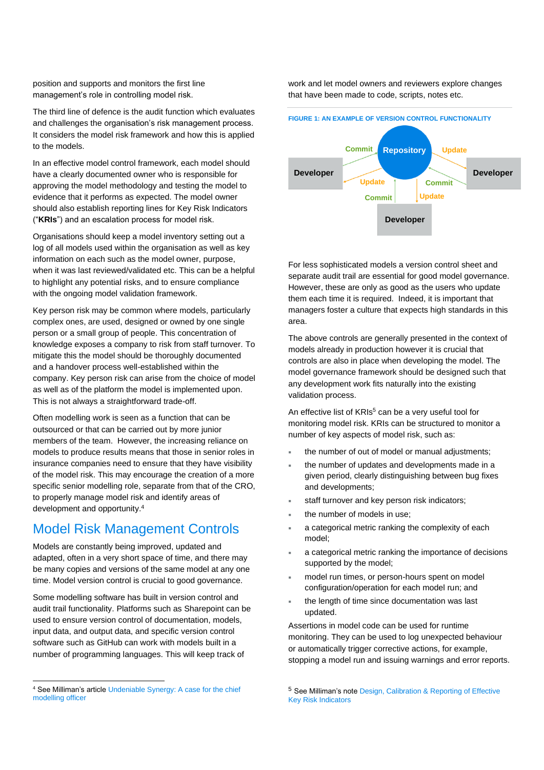position and supports and monitors the first line management's role in controlling model risk.

The third line of defence is the audit function which evaluates and challenges the organisation's risk management process. It considers the model risk framework and how this is applied to the models.

In an effective model control framework, each model should have a clearly documented owner who is responsible for approving the model methodology and testing the model to evidence that it performs as expected. The model owner should also establish reporting lines for Key Risk Indicators ("**KRIs**") and an escalation process for model risk.

Organisations should keep a model inventory setting out a log of all models used within the organisation as well as key information on each such as the model owner, purpose, when it was last reviewed/validated etc. This can be a helpful to highlight any potential risks, and to ensure compliance with the ongoing model validation framework.

Key person risk may be common where models, particularly complex ones, are used, designed or owned by one single person or a small group of people. This concentration of knowledge exposes a company to risk from staff turnover. To mitigate this the model should be thoroughly documented and a handover process well-established within the company. Key person risk can arise from the choice of model as well as of the platform the model is implemented upon. This is not always a straightforward trade-off.

Often modelling work is seen as a function that can be outsourced or that can be carried out by more junior members of the team. However, the increasing reliance on models to produce results means that those in senior roles in insurance companies need to ensure that they have visibility of the model risk. This may encourage the creation of a more specific senior modelling role, separate from that of the CRO, to properly manage model risk and identify areas of development and opportunity.[4]

## Model Risk Management Controls

Models are constantly being improved, updated and adapted, often in a very short space of time, and there may be many copies and versions of the same model at any one time. Model version control is crucial to good governance.

Some modelling software has built in version control and audit trail functionality. Platforms such as Sharepoint can be used to ensure version control of documentation, models, input data, and output data, and specific version control software such as GitHub can work with models built in a number of programming languages. This will keep track of work and let model owners and reviewers explore changes that have been made to code, scripts, notes etc.

FIGURE 1: AN EXAMPLE OF VERSION CONTROL FUNCTIONALITY

Repository — Developer — Developer — Developer (Commit / Update)

For less sophisticated models a version control sheet and separate audit trail are essential for good model governance. However, these are only as good as the users who update them each time it is required. Indeed, it is important that managers foster a culture that expects high standards in this area.

The above controls are generally presented in the context of models already in production however it is crucial that controls are also in place when developing the model. The model governance framework should be designed such that any development work fits naturally into the existing validation process.

An effective list of KRIs[5] can be a very useful tool for monitoring model risk. KRIs can be structured to monitor a number of key aspects of model risk, such as:

- the number of out of model or manual adjustments;
- the number of updates and developments made in a given period, clearly distinguishing between bug fixes and developments;
- staff turnover and key person risk indicators;
- the number of models in use;
- a categorical metric ranking the complexity of each model;
- a categorical metric ranking the importance of decisions supported by the model;
- model run times, or person-hours spent on model configuration/operation for each model run; and
- the length of time since documentation was last updated.

Assertions in model code can be used for runtime monitoring. They can be used to log unexpected behaviour or automatically trigger corrective actions, for example, stopping a model run and issuing warnings and error reports.

---

[4] See Milliman's article Undeniable Synergy: A case for the chief modelling officer

[5] See Milliman's note Design, Calibration & Reporting of Effective Key Risk Indicators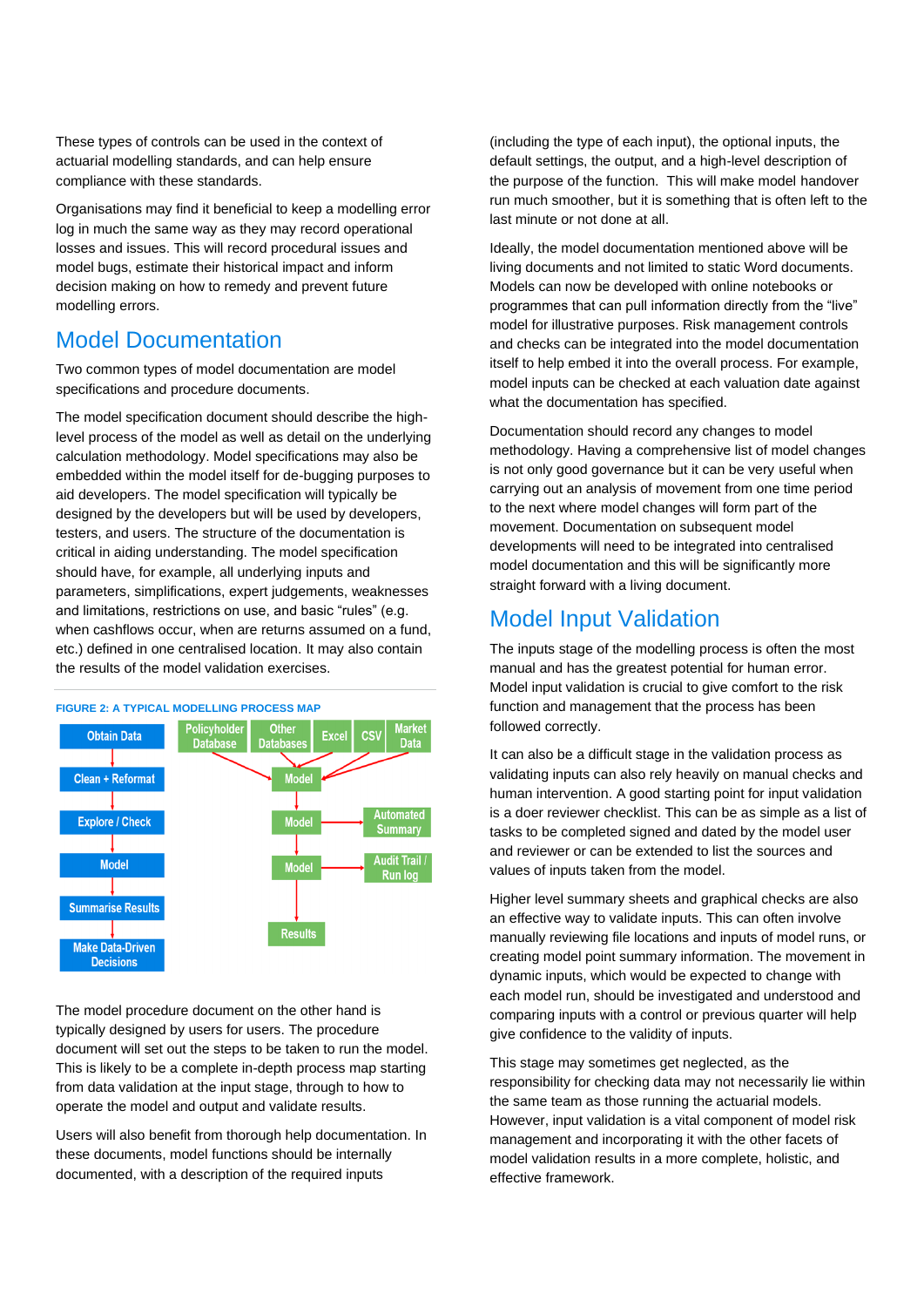These types of controls can be used in the context of actuarial modelling standards, and can help ensure compliance with these standards.

Organisations may find it beneficial to keep a modelling error log in much the same way as they may record operational losses and issues. This will record procedural issues and model bugs, estimate their historical impact and inform decision making on how to remedy and prevent future modelling errors.

## Model Documentation

Two common types of model documentation are model specifications and procedure documents.

The model specification document should describe the high-level process of the model as well as detail on the underlying calculation methodology. Model specifications may also be embedded within the model itself for de-bugging purposes to aid developers. The model specification will typically be designed by the developers but will be used by developers, testers, and users. The structure of the documentation is critical in aiding understanding. The model specification should have, for example, all underlying inputs and parameters, simplifications, expert judgements, weaknesses and limitations, restrictions on use, and basic "rules" (e.g. when cashflows occur, when are returns assumed on a fund, etc.) defined in one centralised location. It may also contain the results of the model validation exercises.

FIGURE 2: A TYPICAL MODELLING PROCESS MAP

Obtain Data → Clean + Reformat → Explore / Check → Model → Summarise Results → Make Data-Driven Decisions

Policyholder Database, Other Databases, Excel, CSV, Market Data → Model → Model (→ Automated Summary) → Model (→ Audit Trail / Run log) → Results

The model procedure document on the other hand is typically designed by users for users. The procedure document will set out the steps to be taken to run the model. This is likely to be a complete in-depth process map starting from data validation at the input stage, through to how to operate the model and output and validate results.

Users will also benefit from thorough help documentation. In these documents, model functions should be internally documented, with a description of the required inputs (including the type of each input), the optional inputs, the default settings, the output, and a high-level description of the purpose of the function. This will make model handover run much smoother, but it is something that is often left to the last minute or not done at all.

Ideally, the model documentation mentioned above will be living documents and not limited to static Word documents. Models can now be developed with online notebooks or programmes that can pull information directly from the "live" model for illustrative purposes. Risk management controls and checks can be integrated into the model documentation itself to help embed it into the overall process. For example, model inputs can be checked at each valuation date against what the documentation has specified.

Documentation should record any changes to model methodology. Having a comprehensive list of model changes is not only good governance but it can be very useful when carrying out an analysis of movement from one time period to the next where model changes will form part of the movement. Documentation on subsequent model developments will need to be integrated into centralised model documentation and this will be significantly more straight forward with a living document.

## Model Input Validation

The inputs stage of the modelling process is often the most manual and has the greatest potential for human error. Model input validation is crucial to give comfort to the risk function and management that the process has been followed correctly.

It can also be a difficult stage in the validation process as validating inputs can also rely heavily on manual checks and human intervention. A good starting point for input validation is a doer reviewer checklist. This can be as simple as a list of tasks to be completed signed and dated by the model user and reviewer or can be extended to list the sources and values of inputs taken from the model.

Higher level summary sheets and graphical checks are also an effective way to validate inputs. This can often involve manually reviewing file locations and inputs of model runs, or creating model point summary information. The movement in dynamic inputs, which would be expected to change with each model run, should be investigated and understood and comparing inputs with a control or previous quarter will help give confidence to the validity of inputs.

This stage may sometimes get neglected, as the responsibility for checking data may not necessarily lie within the same team as those running the actuarial models. However, input validation is a vital component of model risk management and incorporating it with the other facets of model validation results in a more complete, holistic, and effective framework.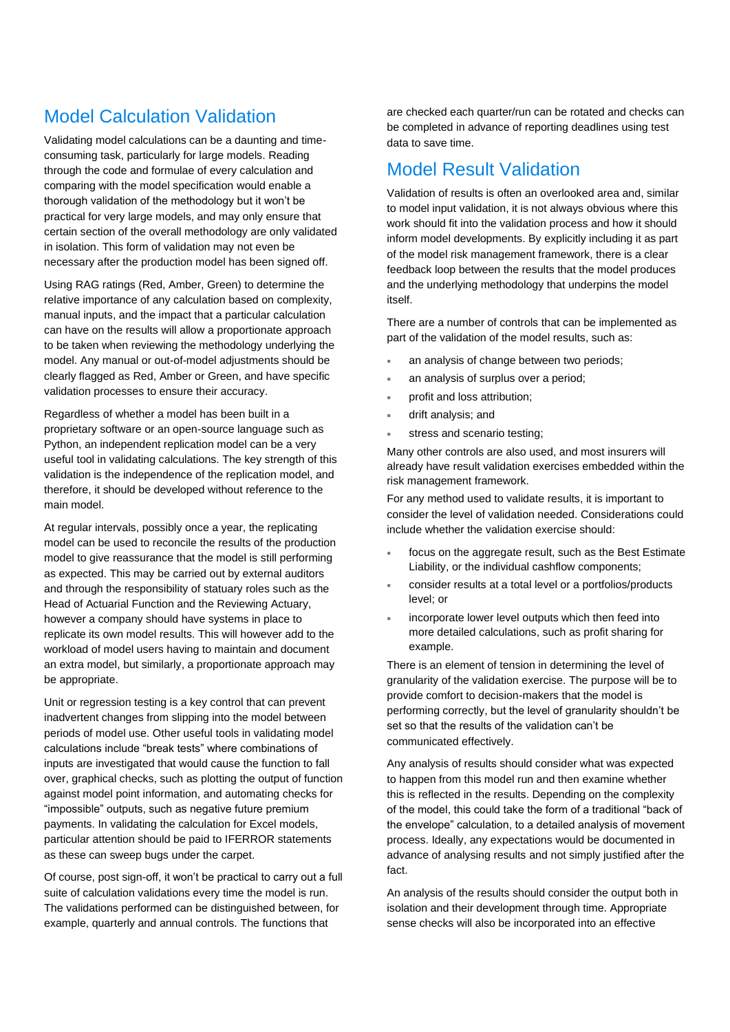## Model Calculation Validation

Validating model calculations can be a daunting and time-consuming task, particularly for large models. Reading through the code and formulae of every calculation and comparing with the model specification would enable a thorough validation of the methodology but it won't be practical for very large models, and may only ensure that certain section of the overall methodology are only validated in isolation. This form of validation may not even be necessary after the production model has been signed off.

Using RAG ratings (Red, Amber, Green) to determine the relative importance of any calculation based on complexity, manual inputs, and the impact that a particular calculation can have on the results will allow a proportionate approach to be taken when reviewing the methodology underlying the model. Any manual or out-of-model adjustments should be clearly flagged as Red, Amber or Green, and have specific validation processes to ensure their accuracy.

Regardless of whether a model has been built in a proprietary software or an open-source language such as Python, an independent replication model can be a very useful tool in validating calculations. The key strength of this validation is the independence of the replication model, and therefore, it should be developed without reference to the main model.

At regular intervals, possibly once a year, the replicating model can be used to reconcile the results of the production model to give reassurance that the model is still performing as expected. This may be carried out by external auditors and through the responsibility of statuary roles such as the Head of Actuarial Function and the Reviewing Actuary, however a company should have systems in place to replicate its own model results. This will however add to the workload of model users having to maintain and document an extra model, but similarly, a proportionate approach may be appropriate.

Unit or regression testing is a key control that can prevent inadvertent changes from slipping into the model between periods of model use. Other useful tools in validating model calculations include "break tests" where combinations of inputs are investigated that would cause the function to fall over, graphical checks, such as plotting the output of function against model point information, and automating checks for "impossible" outputs, such as negative future premium payments. In validating the calculation for Excel models, particular attention should be paid to IFERROR statements as these can sweep bugs under the carpet.

Of course, post sign-off, it won't be practical to carry out a full suite of calculation validations every time the model is run. The validations performed can be distinguished between, for example, quarterly and annual controls. The functions that are checked each quarter/run can be rotated and checks can be completed in advance of reporting deadlines using test data to save time.

## Model Result Validation

Validation of results is often an overlooked area and, similar to model input validation, it is not always obvious where this work should fit into the validation process and how it should inform model developments. By explicitly including it as part of the model risk management framework, there is a clear feedback loop between the results that the model produces and the underlying methodology that underpins the model itself.

There are a number of controls that can be implemented as part of the validation of the model results, such as:

- an analysis of change between two periods;
- an analysis of surplus over a period;
- profit and loss attribution;
- drift analysis; and
- stress and scenario testing;

Many other controls are also used, and most insurers will already have result validation exercises embedded within the risk management framework.

For any method used to validate results, it is important to consider the level of validation needed. Considerations could include whether the validation exercise should:

- focus on the aggregate result, such as the Best Estimate Liability, or the individual cashflow components;
- consider results at a total level or a portfolios/products level; or
- incorporate lower level outputs which then feed into more detailed calculations, such as profit sharing for example.

There is an element of tension in determining the level of granularity of the validation exercise. The purpose will be to provide comfort to decision-makers that the model is performing correctly, but the level of granularity shouldn't be set so that the results of the validation can't be communicated effectively.

Any analysis of results should consider what was expected to happen from this model run and then examine whether this is reflected in the results. Depending on the complexity of the model, this could take the form of a traditional "back of the envelope" calculation, to a detailed analysis of movement process. Ideally, any expectations would be documented in advance of analysing results and not simply justified after the fact.

An analysis of the results should consider the output both in isolation and their development through time. Appropriate sense checks will also be incorporated into an effective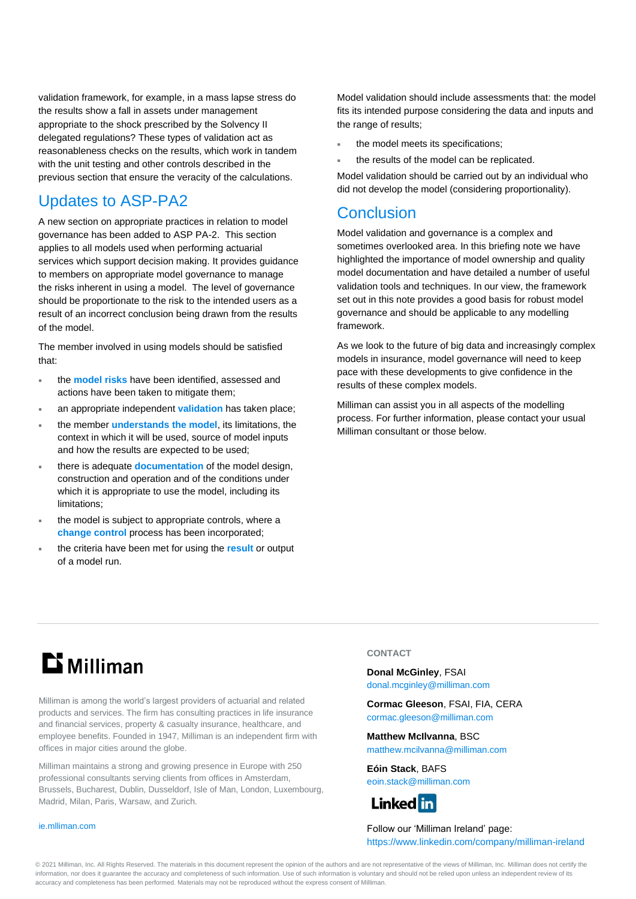validation framework, for example, in a mass lapse stress do the results show a fall in assets under management appropriate to the shock prescribed by the Solvency II delegated regulations? These types of validation act as reasonableness checks on the results, which work in tandem with the unit testing and other controls described in the previous section that ensure the veracity of the calculations.

## Updates to ASP-PA2

A new section on appropriate practices in relation to model governance has been added to ASP PA-2. This section applies to all models used when performing actuarial services which support decision making. It provides guidance to members on appropriate model governance to manage the risks inherent in using a model. The level of governance should be proportionate to the risk to the intended users as a result of an incorrect conclusion being drawn from the results of the model.

The member involved in using models should be satisfied that:

- the **model risks** have been identified, assessed and actions have been taken to mitigate them;
- an appropriate independent **validation** has taken place;
- the member **understands the model**, its limitations, the context in which it will be used, source of model inputs and how the results are expected to be used;
- there is adequate **documentation** of the model design, construction and operation and of the conditions under which it is appropriate to use the model, including its limitations;
- the model is subject to appropriate controls, where a **change control** process has been incorporated;
- the criteria have been met for using the **result** or output of a model run.

Model validation should include assessments that: the model fits its intended purpose considering the data and inputs and the range of results;

- the model meets its specifications;
- the results of the model can be replicated.

Model validation should be carried out by an individual who did not develop the model (considering proportionality).

## Conclusion

Model validation and governance is a complex and sometimes overlooked area. In this briefing note we have highlighted the importance of model ownership and quality model documentation and have detailed a number of useful validation tools and techniques. In our view, the framework set out in this note provides a good basis for robust model governance and should be applicable to any modelling framework.

As we look to the future of big data and increasingly complex models in insurance, model governance will need to keep pace with these developments to give confidence in the results of these complex models.

Milliman can assist you in all aspects of the modelling process. For further information, please contact your usual Milliman consultant or those below.

---

**Milliman**

Milliman is among the world's largest providers of actuarial and related products and services. The firm has consulting practices in life insurance and financial services, property & casualty insurance, healthcare, and employee benefits. Founded in 1947, Milliman is an independent firm with offices in major cities around the globe.

Milliman maintains a strong and growing presence in Europe with 250 professional consultants serving clients from offices in Amsterdam, Brussels, Bucharest, Dublin, Dusseldorf, Isle of Man, London, Luxembourg, Madrid, Milan, Paris, Warsaw, and Zurich.

ie.mlliman.com

**CONTACT**

**Donal McGinley**, FSAI
donal.mcginley@milliman.com

**Cormac Gleeson**, FSAI, FIA, CERA
cormac.gleeson@milliman.com

**Matthew McIlvanna**, BSC
matthew.mcilvanna@milliman.com

**Eóin Stack**, BAFS
eoin.stack@milliman.com

Follow our 'Milliman Ireland' page:
https://www.linkedin.com/company/milliman-ireland

© 2021 Milliman, Inc. All Rights Reserved. The materials in this document represent the opinion of the authors and are not representative of the views of Milliman, Inc. Milliman does not certify the information, nor does it guarantee the accuracy and completeness of such information. Use of such information is voluntary and should not be relied upon unless an independent review of its accuracy and completeness has been performed. Materials may not be reproduced without the express consent of Milliman.